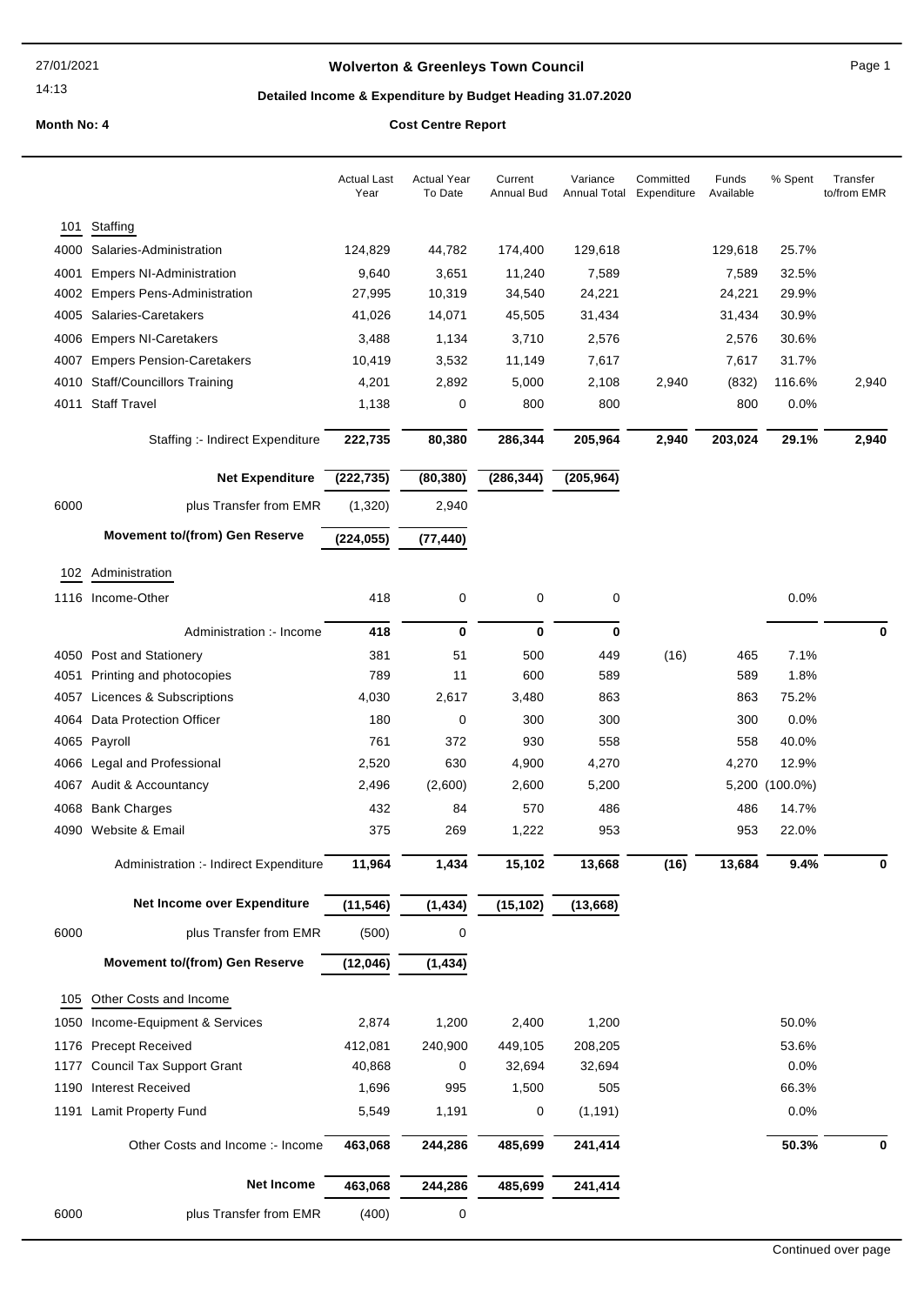# Wolverton & Greenleys Town Council

## Detailed Income & Expenditure by Budget Heading 31.07.2020

**Month No: 4** | **Cost Centre Report**

| | | Actual Last Year | Actual Year To Date | Current Annual Bud | Variance Annual Total | Committed Expenditure | Funds Available | % Spent | Transfer to/from EMR |
|---|---|---|---|---|---|---|---|---|---|
| **101** | **Staffing** | | | | | | | | |
| 4000 | Salaries-Administration | 124,829 | 44,782 | 174,400 | 129,618 | | 129,618 | 25.7% | |
| 4001 | Empers NI-Administration | 9,640 | 3,651 | 11,240 | 7,589 | | 7,589 | 32.5% | |
| 4002 | Empers Pens-Administration | 27,995 | 10,319 | 34,540 | 24,221 | | 24,221 | 29.9% | |
| 4005 | Salaries-Caretakers | 41,026 | 14,071 | 45,505 | 31,434 | | 31,434 | 30.9% | |
| 4006 | Empers NI-Caretakers | 3,488 | 1,134 | 3,710 | 2,576 | | 2,576 | 30.6% | |
| 4007 | Empers Pension-Caretakers | 10,419 | 3,532 | 11,149 | 7,617 | | 7,617 | 31.7% | |
| 4010 | Staff/Councillors Training | 4,201 | 2,892 | 5,000 | 2,108 | 2,940 | (832) | 116.6% | 2,940 |
| 4011 | Staff Travel | 1,138 | 0 | 800 | 800 | | 800 | 0.0% | |
| | Staffing :- Indirect Expenditure | **222,735** | **80,380** | **286,344** | **205,964** | **2,940** | **203,024** | **29.1%** | **2,940** |
| | **Net Expenditure** | **(222,735)** | **(80,380)** | **(286,344)** | **(205,964)** | | | | |
| 6000 | plus Transfer from EMR | (1,320) | 2,940 | | | | | | |
| | **Movement to/(from) Gen Reserve** | **(224,055)** | **(77,440)** | | | | | | |
| **102** | **Administration** | | | | | | | | |
| 1116 | Income-Other | 418 | 0 | 0 | 0 | | | 0.0% | |
| | Administration :- Income | **418** | **0** | **0** | **0** | | | | **0** |
| 4050 | Post and Stationery | 381 | 51 | 500 | 449 | (16) | 465 | 7.1% | |
| 4051 | Printing and photocopies | 789 | 11 | 600 | 589 | | 589 | 1.8% | |
| 4057 | Licences & Subscriptions | 4,030 | 2,617 | 3,480 | 863 | | 863 | 75.2% | |
| 4064 | Data Protection Officer | 180 | 0 | 300 | 300 | | 300 | 0.0% | |
| 4065 | Payroll | 761 | 372 | 930 | 558 | | 558 | 40.0% | |
| 4066 | Legal and Professional | 2,520 | 630 | 4,900 | 4,270 | | 4,270 | 12.9% | |
| 4067 | Audit & Accountancy | 2,496 | (2,600) | 2,600 | 5,200 | | 5,200 | (100.0%) | |
| 4068 | Bank Charges | 432 | 84 | 570 | 486 | | 486 | 14.7% | |
| 4090 | Website & Email | 375 | 269 | 1,222 | 953 | | 953 | 22.0% | |
| | Administration :- Indirect Expenditure | **11,964** | **1,434** | **15,102** | **13,668** | **(16)** | **13,684** | **9.4%** | **0** |
| | **Net Income over Expenditure** | **(11,546)** | **(1,434)** | **(15,102)** | **(13,668)** | | | | |
| 6000 | plus Transfer from EMR | (500) | 0 | | | | | | |
| | **Movement to/(from) Gen Reserve** | **(12,046)** | **(1,434)** | | | | | | |
| **105** | **Other Costs and Income** | | | | | | | | |
| 1050 | Income-Equipment & Services | 2,874 | 1,200 | 2,400 | 1,200 | | | 50.0% | |
| 1176 | Precept Received | 412,081 | 240,900 | 449,105 | 208,205 | | | 53.6% | |
| 1177 | Council Tax Support Grant | 40,868 | 0 | 32,694 | 32,694 | | | 0.0% | |
| 1190 | Interest Received | 1,696 | 995 | 1,500 | 505 | | | 66.3% | |
| 1191 | Lamit Property Fund | 5,549 | 1,191 | 0 | (1,191) | | | 0.0% | |
| | Other Costs and Income :- Income | **463,068** | **244,286** | **485,699** | **241,414** | | | **50.3%** | **0** |
| | **Net Income** | **463,068** | **244,286** | **485,699** | **241,414** | | | | |
| 6000 | plus Transfer from EMR | (400) | 0 | | | | | | |

Continued over page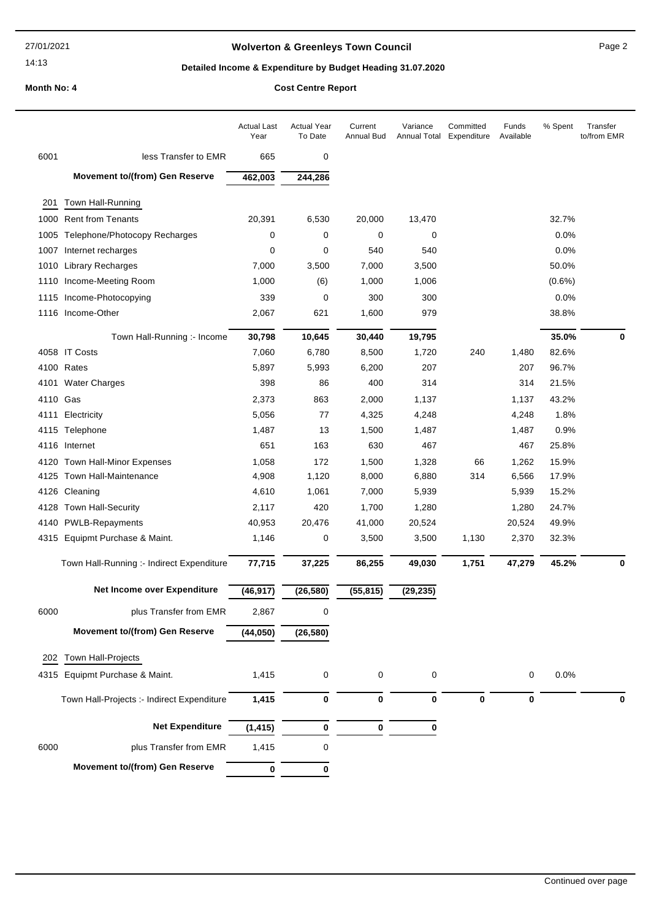**Wolverton & Greenleys Town Council**

**Detailed Income & Expenditure by Budget Heading 31.07.2020**

**Month No: 4** **Cost Centre Report**

| | | Actual Last Year | Actual Year To Date | Current Annual Bud | Variance Annual Total | Committed Expenditure | Funds Available | % Spent | Transfer to/from EMR |
|---|---|---|---|---|---|---|---|---|---|
| 6001 | less Transfer to EMR | 665 | 0 | | | | | | |
| | **Movement to/(from) Gen Reserve** | **462,003** | **244,286** | | | | | | |
| 201 | Town Hall-Running | | | | | | | | |
| 1000 | Rent from Tenants | 20,391 | 6,530 | 20,000 | 13,470 | | | 32.7% | |
| 1005 | Telephone/Photocopy Recharges | 0 | 0 | 0 | 0 | | | 0.0% | |
| 1007 | Internet recharges | 0 | 0 | 540 | 540 | | | 0.0% | |
| 1010 | Library Recharges | 7,000 | 3,500 | 7,000 | 3,500 | | | 50.0% | |
| 1110 | Income-Meeting Room | 1,000 | (6) | 1,000 | 1,006 | | | (0.6%) | |
| 1115 | Income-Photocopying | 339 | 0 | 300 | 300 | | | 0.0% | |
| 1116 | Income-Other | 2,067 | 621 | 1,600 | 979 | | | 38.8% | |
| | Town Hall-Running :- Income | **30,798** | **10,645** | **30,440** | **19,795** | | | **35.0%** | **0** |
| 4058 | IT Costs | 7,060 | 6,780 | 8,500 | 1,720 | 240 | 1,480 | 82.6% | |
| 4100 | Rates | 5,897 | 5,993 | 6,200 | 207 | | 207 | 96.7% | |
| 4101 | Water Charges | 398 | 86 | 400 | 314 | | 314 | 21.5% | |
| 4110 | Gas | 2,373 | 863 | 2,000 | 1,137 | | 1,137 | 43.2% | |
| 4111 | Electricity | 5,056 | 77 | 4,325 | 4,248 | | 4,248 | 1.8% | |
| 4115 | Telephone | 1,487 | 13 | 1,500 | 1,487 | | 1,487 | 0.9% | |
| 4116 | Internet | 651 | 163 | 630 | 467 | | 467 | 25.8% | |
| 4120 | Town Hall-Minor Expenses | 1,058 | 172 | 1,500 | 1,328 | 66 | 1,262 | 15.9% | |
| 4125 | Town Hall-Maintenance | 4,908 | 1,120 | 8,000 | 6,880 | 314 | 6,566 | 17.9% | |
| 4126 | Cleaning | 4,610 | 1,061 | 7,000 | 5,939 | | 5,939 | 15.2% | |
| 4128 | Town Hall-Security | 2,117 | 420 | 1,700 | 1,280 | | 1,280 | 24.7% | |
| 4140 | PWLB-Repayments | 40,953 | 20,476 | 41,000 | 20,524 | | 20,524 | 49.9% | |
| 4315 | Equipmt Purchase & Maint. | 1,146 | 0 | 3,500 | 3,500 | 1,130 | 2,370 | 32.3% | |
| | Town Hall-Running :- Indirect Expenditure | **77,715** | **37,225** | **86,255** | **49,030** | **1,751** | **47,279** | **45.2%** | **0** |
| | **Net Income over Expenditure** | **(46,917)** | **(26,580)** | **(55,815)** | **(29,235)** | | | | |
| 6000 | plus Transfer from EMR | 2,867 | 0 | | | | | | |
| | **Movement to/(from) Gen Reserve** | **(44,050)** | **(26,580)** | | | | | | |
| 202 | Town Hall-Projects | | | | | | | | |
| 4315 | Equipmt Purchase & Maint. | 1,415 | 0 | 0 | 0 | | 0 | 0.0% | |
| | Town Hall-Projects :- Indirect Expenditure | **1,415** | **0** | **0** | **0** | **0** | **0** | | **0** |
| | **Net Expenditure** | **(1,415)** | **0** | **0** | **0** | | | | |
| 6000 | plus Transfer from EMR | 1,415 | 0 | | | | | | |
| | **Movement to/(from) Gen Reserve** | **0** | **0** | | | | | | |

Continued over page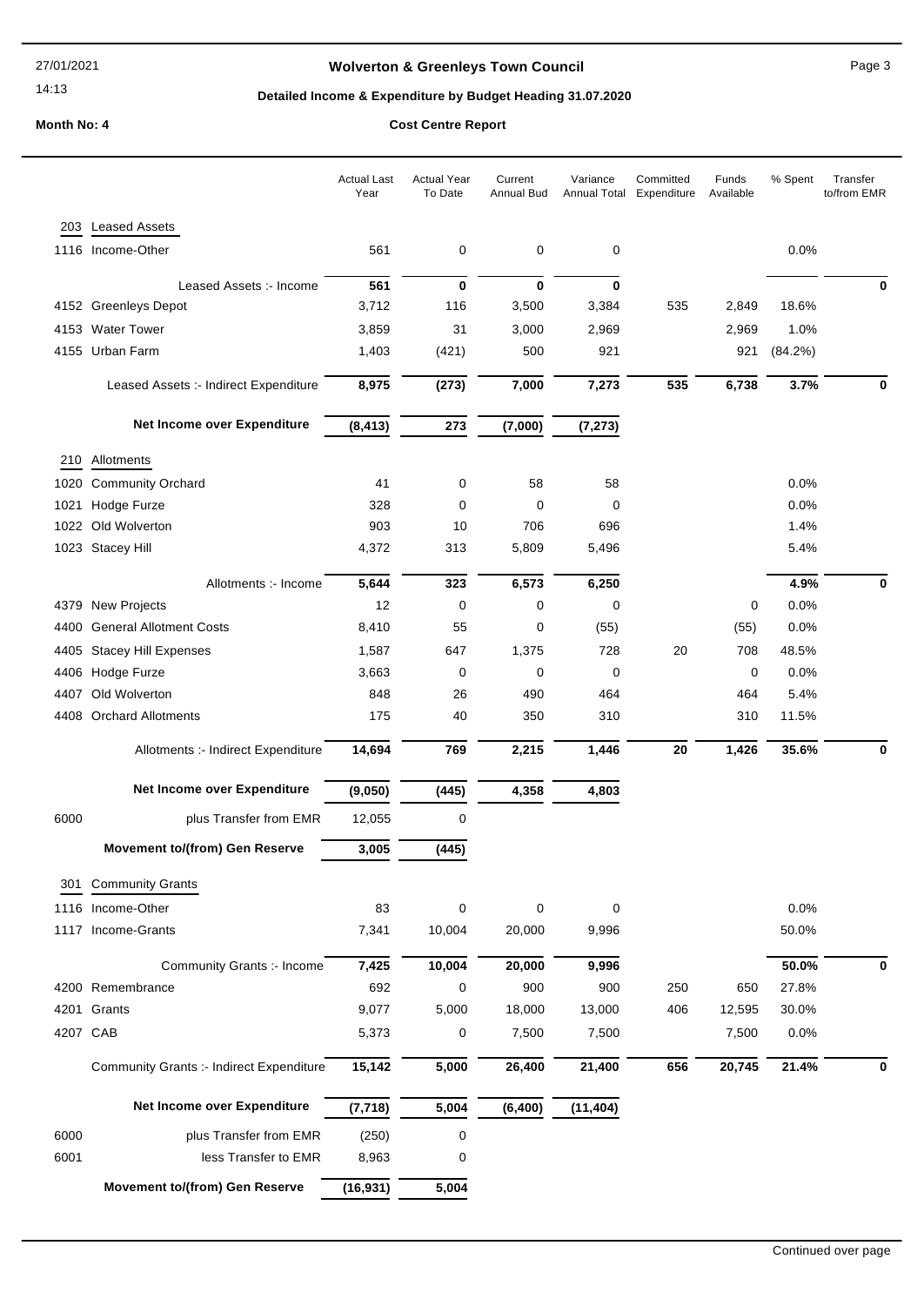# Wolverton & Greenleys Town Council

## Detailed Income & Expenditure by Budget Heading 31.07.2020

**Month No: 4** — **Cost Centre Report**

| | | Actual Last Year | Actual Year To Date | Current Annual Bud | Variance Annual Total | Committed Expenditure | Funds Available | % Spent | Transfer to/from EMR |
|---|---|---|---|---|---|---|---|---|---|
| 203 | Leased Assets | | | | | | | | |
| 1116 | Income-Other | 561 | 0 | 0 | 0 | | | 0.0% | |
| | Leased Assets :- Income | **561** | **0** | **0** | **0** | | | | **0** |
| 4152 | Greenleys Depot | 3,712 | 116 | 3,500 | 3,384 | 535 | 2,849 | 18.6% | |
| 4153 | Water Tower | 3,859 | 31 | 3,000 | 2,969 | | 2,969 | 1.0% | |
| 4155 | Urban Farm | 1,403 | (421) | 500 | 921 | | 921 | (84.2%) | |
| | Leased Assets :- Indirect Expenditure | **8,975** | **(273)** | **7,000** | **7,273** | **535** | **6,738** | **3.7%** | **0** |
| | **Net Income over Expenditure** | **(8,413)** | **273** | **(7,000)** | **(7,273)** | | | | |
| 210 | Allotments | | | | | | | | |
| 1020 | Community Orchard | 41 | 0 | 58 | 58 | | | 0.0% | |
| 1021 | Hodge Furze | 328 | 0 | 0 | 0 | | | 0.0% | |
| 1022 | Old Wolverton | 903 | 10 | 706 | 696 | | | 1.4% | |
| 1023 | Stacey Hill | 4,372 | 313 | 5,809 | 5,496 | | | 5.4% | |
| | Allotments :- Income | **5,644** | **323** | **6,573** | **6,250** | | | **4.9%** | **0** |
| 4379 | New Projects | 12 | 0 | 0 | 0 | | 0 | 0.0% | |
| 4400 | General Allotment Costs | 8,410 | 55 | 0 | (55) | | (55) | 0.0% | |
| 4405 | Stacey Hill Expenses | 1,587 | 647 | 1,375 | 728 | 20 | 708 | 48.5% | |
| 4406 | Hodge Furze | 3,663 | 0 | 0 | 0 | | 0 | 0.0% | |
| 4407 | Old Wolverton | 848 | 26 | 490 | 464 | | 464 | 5.4% | |
| 4408 | Orchard Allotments | 175 | 40 | 350 | 310 | | 310 | 11.5% | |
| | Allotments :- Indirect Expenditure | **14,694** | **769** | **2,215** | **1,446** | **20** | **1,426** | **35.6%** | **0** |
| | **Net Income over Expenditure** | **(9,050)** | **(445)** | **4,358** | **4,803** | | | | |
| 6000 | plus Transfer from EMR | 12,055 | 0 | | | | | | |
| | **Movement to/(from) Gen Reserve** | **3,005** | **(445)** | | | | | | |
| 301 | Community Grants | | | | | | | | |
| 1116 | Income-Other | 83 | 0 | 0 | 0 | | | 0.0% | |
| 1117 | Income-Grants | 7,341 | 10,004 | 20,000 | 9,996 | | | 50.0% | |
| | Community Grants :- Income | **7,425** | **10,004** | **20,000** | **9,996** | | | **50.0%** | **0** |
| 4200 | Remembrance | 692 | 0 | 900 | 900 | 250 | 650 | 27.8% | |
| 4201 | Grants | 9,077 | 5,000 | 18,000 | 13,000 | 406 | 12,595 | 30.0% | |
| 4207 | CAB | 5,373 | 0 | 7,500 | 7,500 | | 7,500 | 0.0% | |
| | Community Grants :- Indirect Expenditure | **15,142** | **5,000** | **26,400** | **21,400** | **656** | **20,745** | **21.4%** | **0** |
| | **Net Income over Expenditure** | **(7,718)** | **5,004** | **(6,400)** | **(11,404)** | | | | |
| 6000 | plus Transfer from EMR | (250) | 0 | | | | | | |
| 6001 | less Transfer to EMR | 8,963 | 0 | | | | | | |
| | **Movement to/(from) Gen Reserve** | **(16,931)** | **5,004** | | | | | | |

Continued over page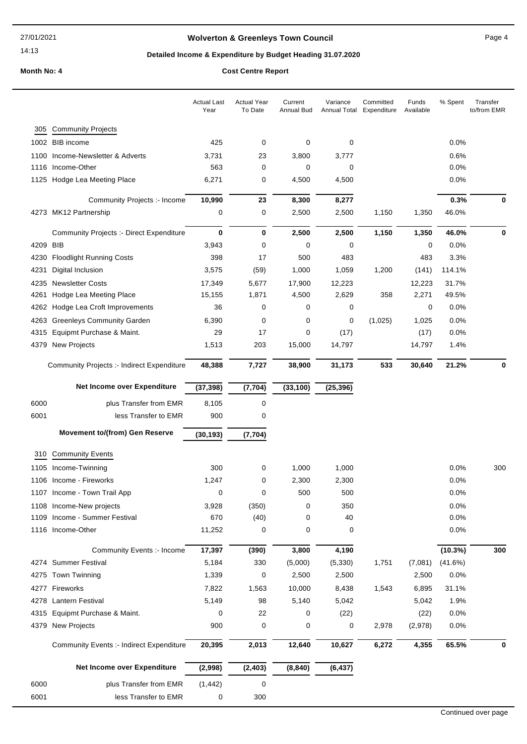# Wolverton & Greenleys Town Council

**Detailed Income & Expenditure by Budget Heading 31.07.2020**

**Month No: 4** | **Cost Centre Report**

| | | Actual Last Year | Actual Year To Date | Current Annual Bud | Variance Annual Total | Committed Expenditure | Funds Available | % Spent | Transfer to/from EMR |
|---|---|---|---|---|---|---|---|---|---|
| **305** | **Community Projects** | | | | | | | | |
| 1002 | BIB income | 425 | 0 | 0 | 0 | | | 0.0% | |
| 1100 | Income-Newsletter & Adverts | 3,731 | 23 | 3,800 | 3,777 | | | 0.6% | |
| 1116 | Income-Other | 563 | 0 | 0 | 0 | | | 0.0% | |
| 1125 | Hodge Lea Meeting Place | 6,271 | 0 | 4,500 | 4,500 | | | 0.0% | |
| | Community Projects :- Income | **10,990** | **23** | **8,300** | **8,277** | | | **0.3%** | **0** |
| 4273 | MK12 Partnership | 0 | 0 | 2,500 | 2,500 | 1,150 | 1,350 | 46.0% | |
| | Community Projects :- Direct Expenditure | **0** | **0** | **2,500** | **2,500** | **1,150** | **1,350** | **46.0%** | **0** |
| 4209 | BIB | 3,943 | 0 | 0 | 0 | | 0 | 0.0% | |
| 4230 | Floodlight Running Costs | 398 | 17 | 500 | 483 | | 483 | 3.3% | |
| 4231 | Digital Inclusion | 3,575 | (59) | 1,000 | 1,059 | 1,200 | (141) | 114.1% | |
| 4235 | Newsletter Costs | 17,349 | 5,677 | 17,900 | 12,223 | | 12,223 | 31.7% | |
| 4261 | Hodge Lea Meeting Place | 15,155 | 1,871 | 4,500 | 2,629 | 358 | 2,271 | 49.5% | |
| 4262 | Hodge Lea Croft Improvements | 36 | 0 | 0 | 0 | | 0 | 0.0% | |
| 4263 | Greenleys Community Garden | 6,390 | 0 | 0 | 0 | (1,025) | 1,025 | 0.0% | |
| 4315 | Equipmt Purchase & Maint. | 29 | 17 | 0 | (17) | | (17) | 0.0% | |
| 4379 | New Projects | 1,513 | 203 | 15,000 | 14,797 | | 14,797 | 1.4% | |
| | Community Projects :- Indirect Expenditure | **48,388** | **7,727** | **38,900** | **31,173** | **533** | **30,640** | **21.2%** | **0** |
| | **Net Income over Expenditure** | **(37,398)** | **(7,704)** | **(33,100)** | **(25,396)** | | | | |
| 6000 | plus Transfer from EMR | 8,105 | 0 | | | | | | |
| 6001 | less Transfer to EMR | 900 | 0 | | | | | | |
| | **Movement to/(from) Gen Reserve** | **(30,193)** | **(7,704)** | | | | | | |
| **310** | **Community Events** | | | | | | | | |
| 1105 | Income-Twinning | 300 | 0 | 1,000 | 1,000 | | | 0.0% | 300 |
| 1106 | Income - Fireworks | 1,247 | 0 | 2,300 | 2,300 | | | 0.0% | |
| 1107 | Income - Town Trail App | 0 | 0 | 500 | 500 | | | 0.0% | |
| 1108 | Income-New projects | 3,928 | (350) | 0 | 350 | | | 0.0% | |
| 1109 | Income - Summer Festival | 670 | (40) | 0 | 40 | | | 0.0% | |
| 1116 | Income-Other | 11,252 | 0 | 0 | 0 | | | 0.0% | |
| | Community Events :- Income | **17,397** | **(390)** | **3,800** | **4,190** | | | **(10.3%)** | **300** |
| 4274 | Summer Festival | 5,184 | 330 | (5,000) | (5,330) | 1,751 | (7,081) | (41.6%) | |
| 4275 | Town Twinning | 1,339 | 0 | 2,500 | 2,500 | | 2,500 | 0.0% | |
| 4277 | Fireworks | 7,822 | 1,563 | 10,000 | 8,438 | 1,543 | 6,895 | 31.1% | |
| 4278 | Lantern Festival | 5,149 | 98 | 5,140 | 5,042 | | 5,042 | 1.9% | |
| 4315 | Equipmt Purchase & Maint. | 0 | 22 | 0 | (22) | | (22) | 0.0% | |
| 4379 | New Projects | 900 | 0 | 0 | 0 | 2,978 | (2,978) | 0.0% | |
| | Community Events :- Indirect Expenditure | **20,395** | **2,013** | **12,640** | **10,627** | **6,272** | **4,355** | **65.5%** | **0** |
| | **Net Income over Expenditure** | **(2,998)** | **(2,403)** | **(8,840)** | **(6,437)** | | | | |
| 6000 | plus Transfer from EMR | (1,442) | 0 | | | | | | |
| 6001 | less Transfer to EMR | 0 | 300 | | | | | | |

Continued over page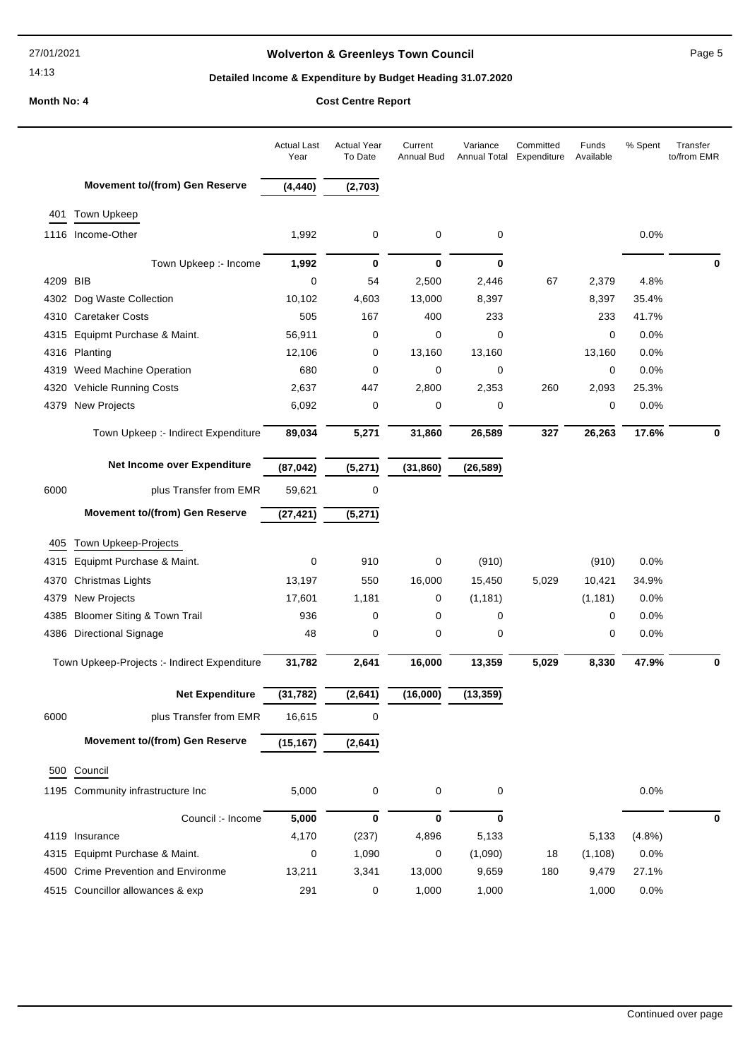# Wolverton & Greenleys Town Council

## Detailed Income & Expenditure by Budget Heading 31.07.2020

**Month No: 4** **Cost Centre Report**

| | | Actual Last Year | Actual Year To Date | Current Annual Bud | Variance Annual Total | Committed Expenditure | Funds Available | % Spent | Transfer to/from EMR |
|---|---|---|---|---|---|---|---|---|---|
| | **Movement to/(from) Gen Reserve** | **(4,440)** | **(2,703)** | | | | | | |
| **401** | **Town Upkeep** | | | | | | | | |
| 1116 | Income-Other | 1,992 | 0 | 0 | 0 | | | 0.0% | |
| | Town Upkeep :- Income | **1,992** | **0** | **0** | **0** | | | | **0** |
| 4209 | BIB | 0 | 54 | 2,500 | 2,446 | 67 | 2,379 | 4.8% | |
| 4302 | Dog Waste Collection | 10,102 | 4,603 | 13,000 | 8,397 | | 8,397 | 35.4% | |
| 4310 | Caretaker Costs | 505 | 167 | 400 | 233 | | 233 | 41.7% | |
| 4315 | Equipmt Purchase & Maint. | 56,911 | 0 | 0 | 0 | | 0 | 0.0% | |
| 4316 | Planting | 12,106 | 0 | 13,160 | 13,160 | | 13,160 | 0.0% | |
| 4319 | Weed Machine Operation | 680 | 0 | 0 | 0 | | 0 | 0.0% | |
| 4320 | Vehicle Running Costs | 2,637 | 447 | 2,800 | 2,353 | 260 | 2,093 | 25.3% | |
| 4379 | New Projects | 6,092 | 0 | 0 | 0 | | 0 | 0.0% | |
| | Town Upkeep :- Indirect Expenditure | **89,034** | **5,271** | **31,860** | **26,589** | **327** | **26,263** | **17.6%** | **0** |
| | **Net Income over Expenditure** | **(87,042)** | **(5,271)** | **(31,860)** | **(26,589)** | | | | |
| 6000 | plus Transfer from EMR | 59,621 | 0 | | | | | | |
| | **Movement to/(from) Gen Reserve** | **(27,421)** | **(5,271)** | | | | | | |
| **405** | **Town Upkeep-Projects** | | | | | | | | |
| 4315 | Equipmt Purchase & Maint. | 0 | 910 | 0 | (910) | | (910) | 0.0% | |
| 4370 | Christmas Lights | 13,197 | 550 | 16,000 | 15,450 | 5,029 | 10,421 | 34.9% | |
| 4379 | New Projects | 17,601 | 1,181 | 0 | (1,181) | | (1,181) | 0.0% | |
| 4385 | Bloomer Siting & Town Trail | 936 | 0 | 0 | 0 | | 0 | 0.0% | |
| 4386 | Directional Signage | 48 | 0 | 0 | 0 | | 0 | 0.0% | |
| | Town Upkeep-Projects :- Indirect Expenditure | **31,782** | **2,641** | **16,000** | **13,359** | **5,029** | **8,330** | **47.9%** | **0** |
| | **Net Expenditure** | **(31,782)** | **(2,641)** | **(16,000)** | **(13,359)** | | | | |
| 6000 | plus Transfer from EMR | 16,615 | 0 | | | | | | |
| | **Movement to/(from) Gen Reserve** | **(15,167)** | **(2,641)** | | | | | | |
| **500** | **Council** | | | | | | | | |
| 1195 | Community infrastructure Inc | 5,000 | 0 | 0 | 0 | | | 0.0% | |
| | Council :- Income | **5,000** | **0** | **0** | **0** | | | | **0** |
| 4119 | Insurance | 4,170 | (237) | 4,896 | 5,133 | | 5,133 | (4.8%) | |
| 4315 | Equipmt Purchase & Maint. | 0 | 1,090 | 0 | (1,090) | 18 | (1,108) | 0.0% | |
| 4500 | Crime Prevention and Environme | 13,211 | 3,341 | 13,000 | 9,659 | 180 | 9,479 | 27.1% | |
| 4515 | Councillor allowances & exp | 291 | 0 | 1,000 | 1,000 | | 1,000 | 0.0% | |

Continued over page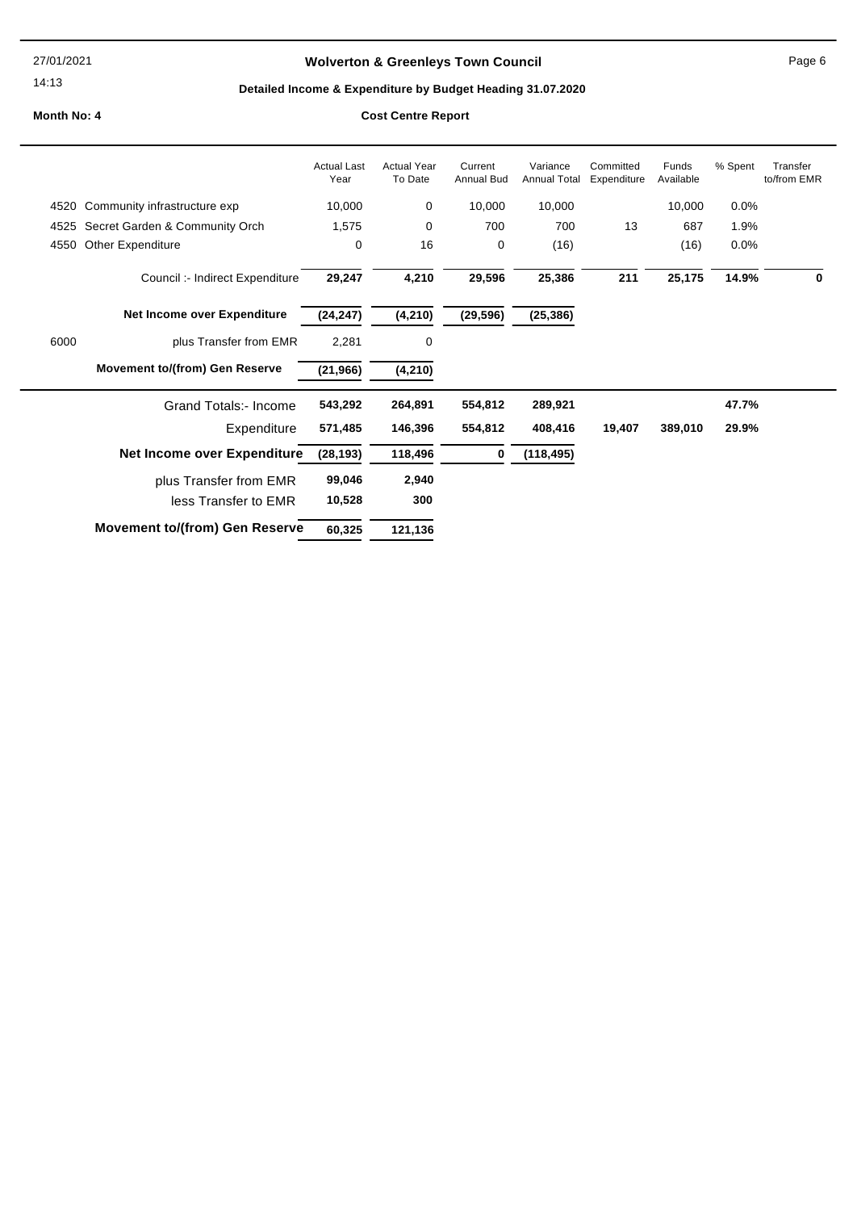# Wolverton & Greenleys Town Council

**Detailed Income & Expenditure by Budget Heading 31.07.2020**

**Month No: 4**

**Cost Centre Report**

| | | Actual Last Year | Actual Year To Date | Current Annual Bud | Variance Annual Total | Committed Expenditure | Funds Available | % Spent | Transfer to/from EMR |
|---|---|---|---|---|---|---|---|---|---|
| 4520 | Community infrastructure exp | 10,000 | 0 | 10,000 | 10,000 | | 10,000 | 0.0% | |
| 4525 | Secret Garden & Community Orch | 1,575 | 0 | 700 | 700 | 13 | 687 | 1.9% | |
| 4550 | Other Expenditure | 0 | 16 | 0 | (16) | | (16) | 0.0% | |
| | Council :- Indirect Expenditure | **29,247** | **4,210** | **29,596** | **25,386** | **211** | **25,175** | **14.9%** | **0** |
| | **Net Income over Expenditure** | **(24,247)** | **(4,210)** | **(29,596)** | **(25,386)** | | | | |
| 6000 | plus Transfer from EMR | 2,281 | 0 | | | | | | |
| | **Movement to/(from) Gen Reserve** | **(21,966)** | **(4,210)** | | | | | | |
| | Grand Totals:- Income | **543,292** | **264,891** | **554,812** | **289,921** | | | **47.7%** | |
| | Expenditure | **571,485** | **146,396** | **554,812** | **408,416** | **19,407** | **389,010** | **29.9%** | |
| | **Net Income over Expenditure** | **(28,193)** | **118,496** | **0** | **(118,495)** | | | | |
| | plus Transfer from EMR | **99,046** | **2,940** | | | | | | |
| | less Transfer to EMR | **10,528** | **300** | | | | | | |
| | **Movement to/(from) Gen Reserve** | **60,325** | **121,136** | | | | | | |